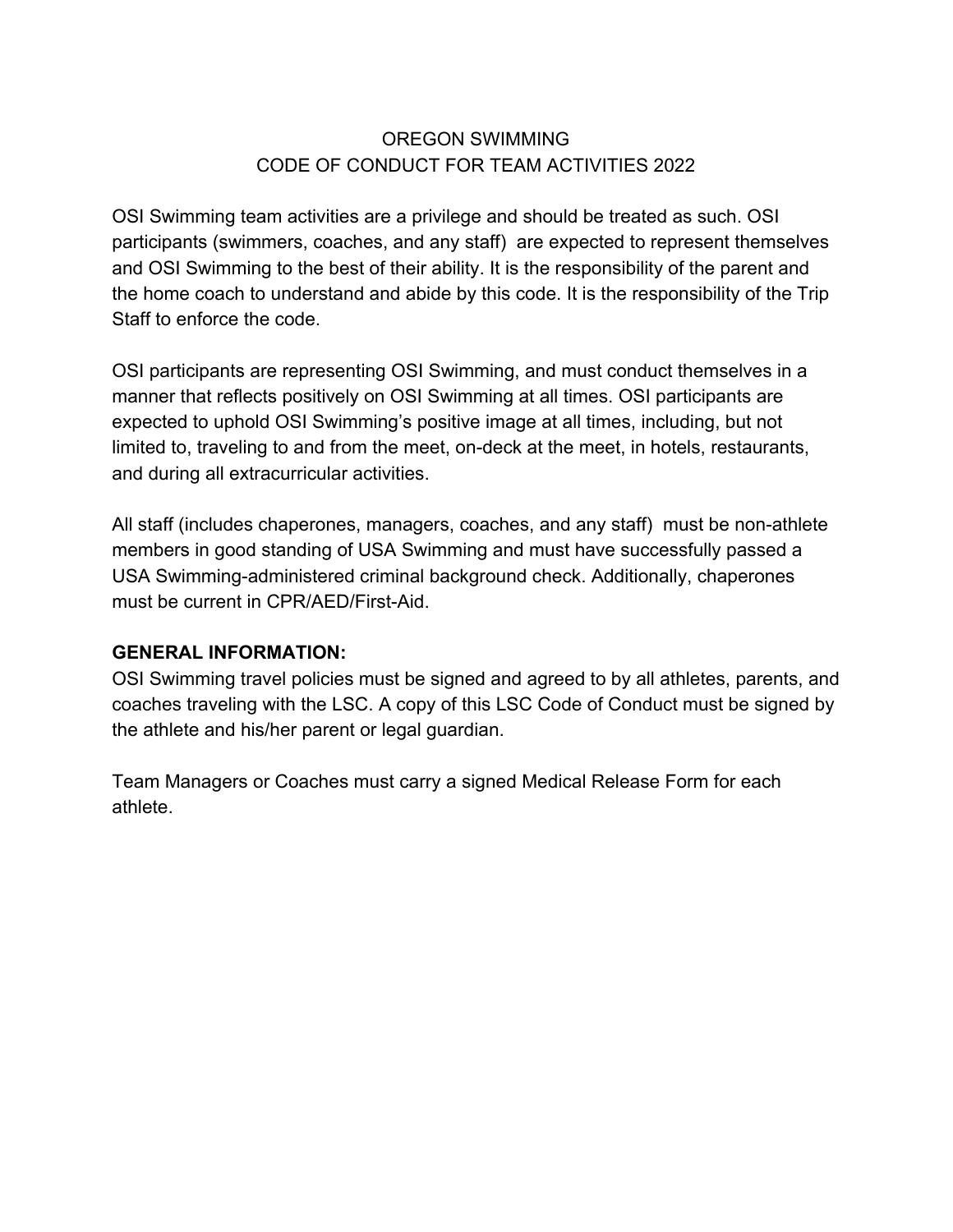# OREGON SWIMMING
## CODE OF CONDUCT FOR TEAM ACTIVITIES 2022

OSI Swimming team activities are a privilege and should be treated as such. OSI participants (swimmers, coaches, and any staff) are expected to represent themselves and OSI Swimming to the best of their ability. It is the responsibility of the parent and the home coach to understand and abide by this code. It is the responsibility of the Trip Staff to enforce the code.

OSI participants are representing OSI Swimming, and must conduct themselves in a manner that reflects positively on OSI Swimming at all times. OSI participants are expected to uphold OSI Swimming's positive image at all times, including, but not limited to, traveling to and from the meet, on-deck at the meet, in hotels, restaurants, and during all extracurricular activities.

All staff (includes chaperones, managers, coaches, and any staff) must be non-athlete members in good standing of USA Swimming and must have successfully passed a USA Swimming-administered criminal background check. Additionally, chaperones must be current in CPR/AED/First-Aid.

**GENERAL INFORMATION:**

OSI Swimming travel policies must be signed and agreed to by all athletes, parents, and coaches traveling with the LSC. A copy of this LSC Code of Conduct must be signed by the athlete and his/her parent or legal guardian.

Team Managers or Coaches must carry a signed Medical Release Form for each athlete.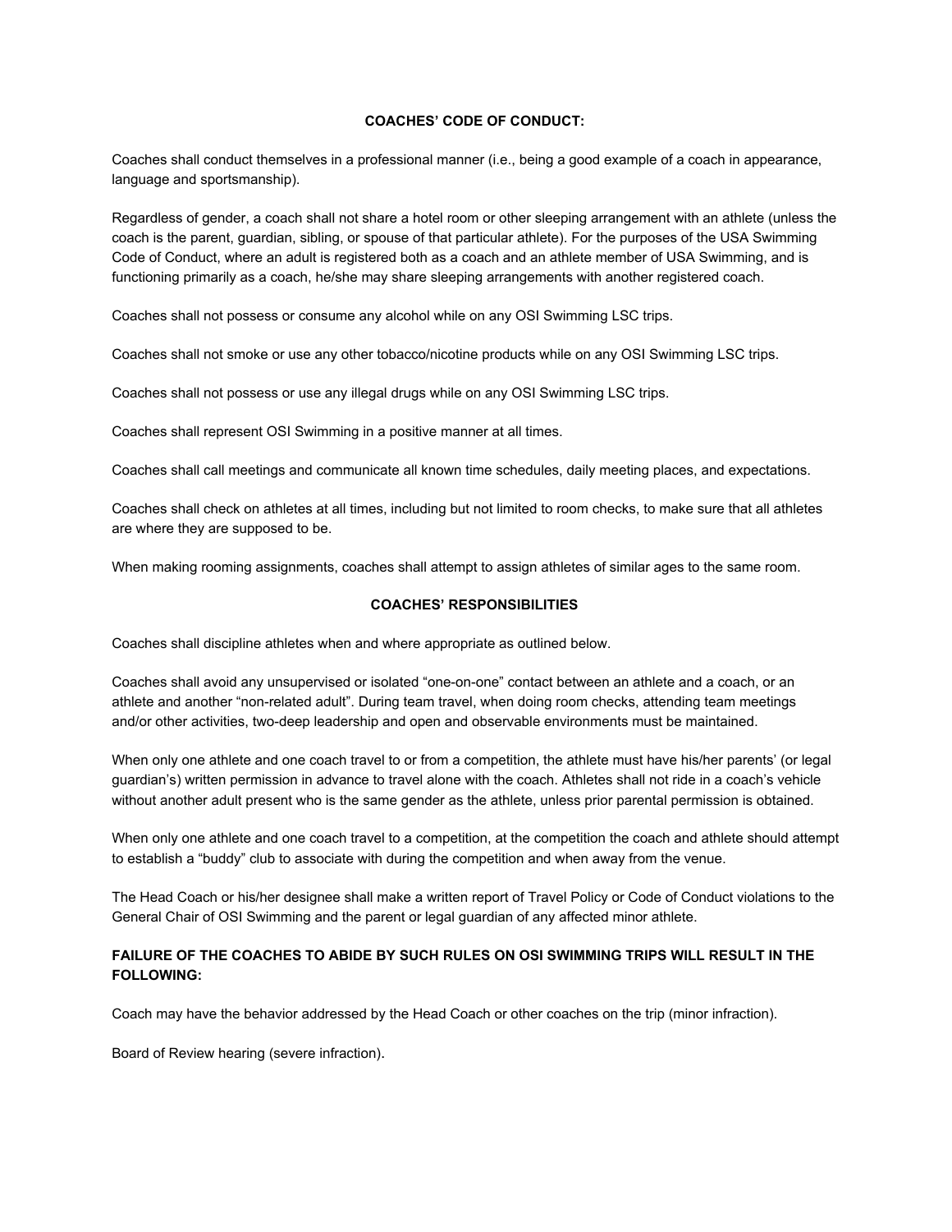**COACHES' CODE OF CONDUCT:**

Coaches shall conduct themselves in a professional manner (i.e., being a good example of a coach in appearance, language and sportsmanship).

Regardless of gender, a coach shall not share a hotel room or other sleeping arrangement with an athlete (unless the coach is the parent, guardian, sibling, or spouse of that particular athlete). For the purposes of the USA Swimming Code of Conduct, where an adult is registered both as a coach and an athlete member of USA Swimming, and is functioning primarily as a coach, he/she may share sleeping arrangements with another registered coach.

Coaches shall not possess or consume any alcohol while on any OSI Swimming LSC trips.

Coaches shall not smoke or use any other tobacco/nicotine products while on any OSI Swimming LSC trips.

Coaches shall not possess or use any illegal drugs while on any OSI Swimming LSC trips.

Coaches shall represent OSI Swimming in a positive manner at all times.

Coaches shall call meetings and communicate all known time schedules, daily meeting places, and expectations.

Coaches shall check on athletes at all times, including but not limited to room checks, to make sure that all athletes are where they are supposed to be.

When making rooming assignments, coaches shall attempt to assign athletes of similar ages to the same room.

**COACHES' RESPONSIBILITIES**

Coaches shall discipline athletes when and where appropriate as outlined below.

Coaches shall avoid any unsupervised or isolated "one-on-one" contact between an athlete and a coach, or an athlete and another "non-related adult". During team travel, when doing room checks, attending team meetings and/or other activities, two-deep leadership and open and observable environments must be maintained.

When only one athlete and one coach travel to or from a competition, the athlete must have his/her parents' (or legal guardian's) written permission in advance to travel alone with the coach. Athletes shall not ride in a coach's vehicle without another adult present who is the same gender as the athlete, unless prior parental permission is obtained.

When only one athlete and one coach travel to a competition, at the competition the coach and athlete should attempt to establish a "buddy" club to associate with during the competition and when away from the venue.

The Head Coach or his/her designee shall make a written report of Travel Policy or Code of Conduct violations to the General Chair of OSI Swimming and the parent or legal guardian of any affected minor athlete.

**FAILURE OF THE COACHES TO ABIDE BY SUCH RULES ON OSI SWIMMING TRIPS WILL RESULT IN THE FOLLOWING:**

Coach may have the behavior addressed by the Head Coach or other coaches on the trip (minor infraction).

Board of Review hearing (severe infraction).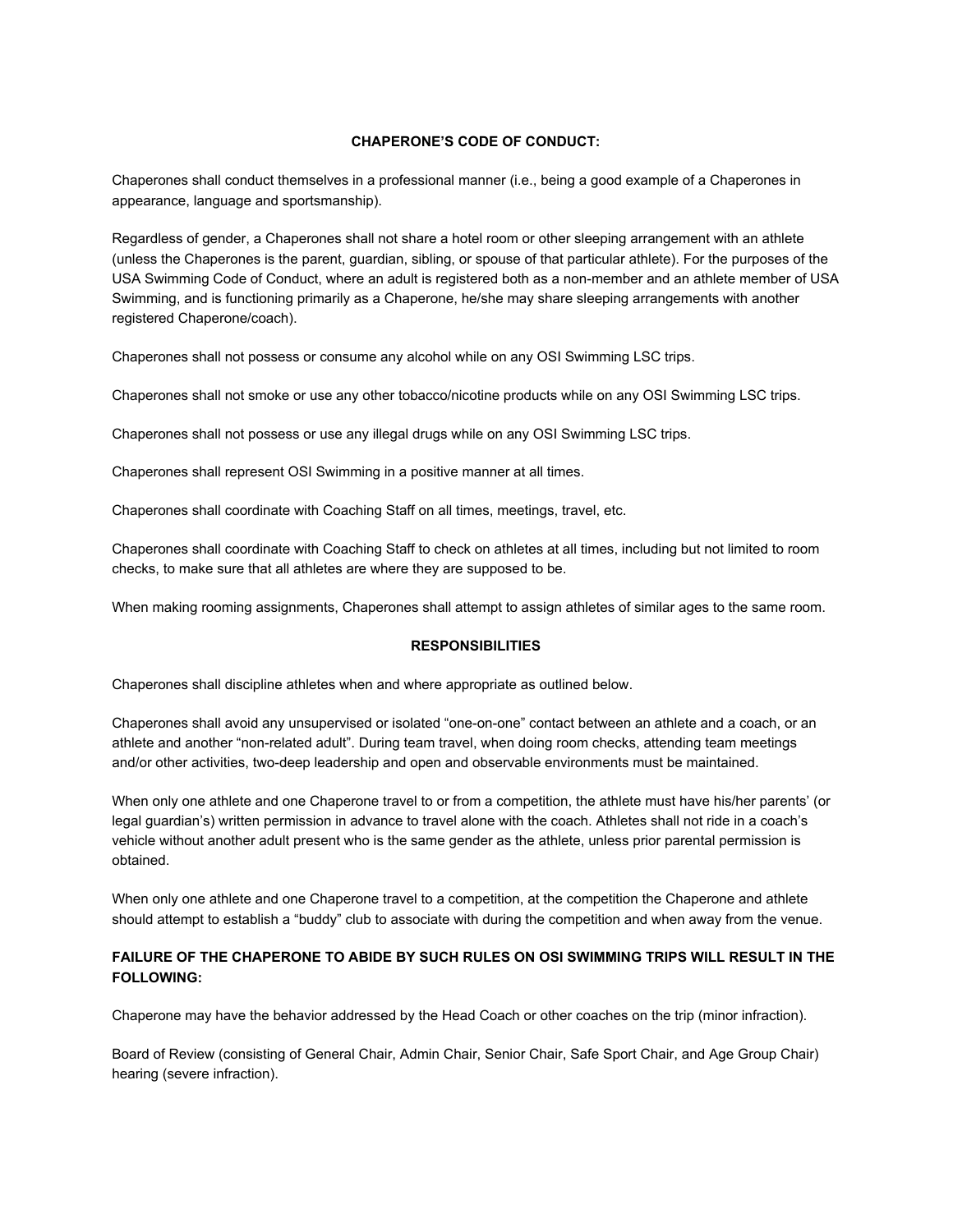**CHAPERONE'S CODE OF CONDUCT:**

Chaperones shall conduct themselves in a professional manner (i.e., being a good example of a Chaperones in appearance, language and sportsmanship).

Regardless of gender, a Chaperones shall not share a hotel room or other sleeping arrangement with an athlete (unless the Chaperones is the parent, guardian, sibling, or spouse of that particular athlete). For the purposes of the USA Swimming Code of Conduct, where an adult is registered both as a non-member and an athlete member of USA Swimming, and is functioning primarily as a Chaperone, he/she may share sleeping arrangements with another registered Chaperone/coach).

Chaperones shall not possess or consume any alcohol while on any OSI Swimming LSC trips.

Chaperones shall not smoke or use any other tobacco/nicotine products while on any OSI Swimming LSC trips.

Chaperones shall not possess or use any illegal drugs while on any OSI Swimming LSC trips.

Chaperones shall represent OSI Swimming in a positive manner at all times.

Chaperones shall coordinate with Coaching Staff on all times, meetings, travel, etc.

Chaperones shall coordinate with Coaching Staff to check on athletes at all times, including but not limited to room checks, to make sure that all athletes are where they are supposed to be.

When making rooming assignments, Chaperones shall attempt to assign athletes of similar ages to the same room.

**RESPONSIBILITIES**

Chaperones shall discipline athletes when and where appropriate as outlined below.

Chaperones shall avoid any unsupervised or isolated "one-on-one" contact between an athlete and a coach, or an athlete and another "non-related adult". During team travel, when doing room checks, attending team meetings and/or other activities, two-deep leadership and open and observable environments must be maintained.

When only one athlete and one Chaperone travel to or from a competition, the athlete must have his/her parents' (or legal guardian's) written permission in advance to travel alone with the coach. Athletes shall not ride in a coach's vehicle without another adult present who is the same gender as the athlete, unless prior parental permission is obtained.

When only one athlete and one Chaperone travel to a competition, at the competition the Chaperone and athlete should attempt to establish a "buddy" club to associate with during the competition and when away from the venue.

**FAILURE OF THE CHAPERONE TO ABIDE BY SUCH RULES ON OSI SWIMMING TRIPS WILL RESULT IN THE FOLLOWING:**

Chaperone may have the behavior addressed by the Head Coach or other coaches on the trip (minor infraction).

Board of Review (consisting of General Chair, Admin Chair, Senior Chair, Safe Sport Chair, and Age Group Chair) hearing (severe infraction).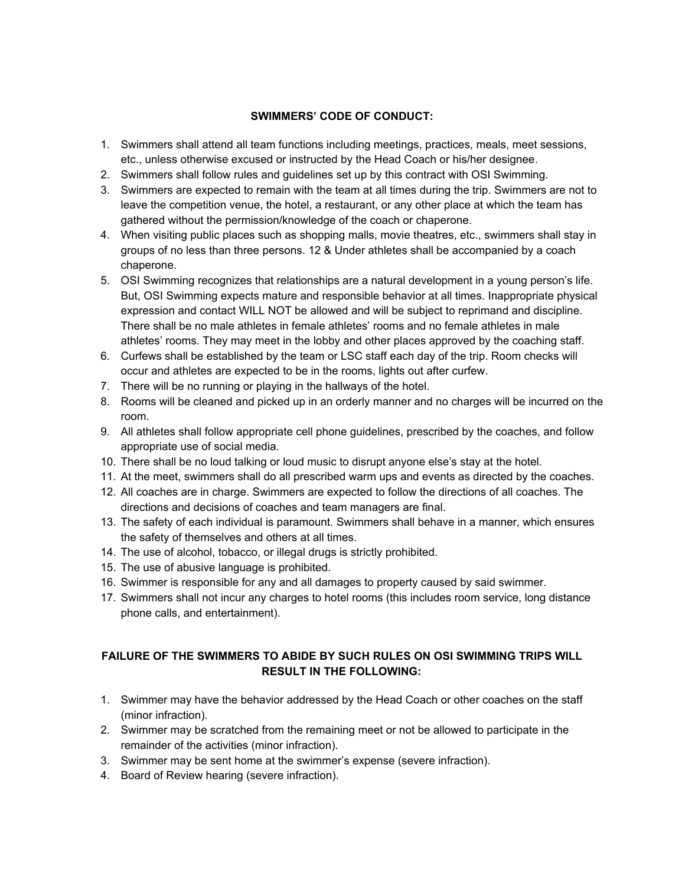**SWIMMERS' CODE OF CONDUCT:**

1. Swimmers shall attend all team functions including meetings, practices, meals, meet sessions, etc., unless otherwise excused or instructed by the Head Coach or his/her designee.
2. Swimmers shall follow rules and guidelines set up by this contract with OSI Swimming.
3. Swimmers are expected to remain with the team at all times during the trip. Swimmers are not to leave the competition venue, the hotel, a restaurant, or any other place at which the team has gathered without the permission/knowledge of the coach or chaperone.
4. When visiting public places such as shopping malls, movie theatres, etc., swimmers shall stay in groups of no less than three persons. 12 & Under athletes shall be accompanied by a coach chaperone.
5. OSI Swimming recognizes that relationships are a natural development in a young person's life. But, OSI Swimming expects mature and responsible behavior at all times. Inappropriate physical expression and contact WILL NOT be allowed and will be subject to reprimand and discipline. There shall be no male athletes in female athletes' rooms and no female athletes in male athletes' rooms. They may meet in the lobby and other places approved by the coaching staff.
6. Curfews shall be established by the team or LSC staff each day of the trip. Room checks will occur and athletes are expected to be in the rooms, lights out after curfew.
7. There will be no running or playing in the hallways of the hotel.
8. Rooms will be cleaned and picked up in an orderly manner and no charges will be incurred on the room.
9. All athletes shall follow appropriate cell phone guidelines, prescribed by the coaches, and follow appropriate use of social media.
10. There shall be no loud talking or loud music to disrupt anyone else's stay at the hotel.
11. At the meet, swimmers shall do all prescribed warm ups and events as directed by the coaches.
12. All coaches are in charge. Swimmers are expected to follow the directions of all coaches. The directions and decisions of coaches and team managers are final.
13. The safety of each individual is paramount. Swimmers shall behave in a manner, which ensures the safety of themselves and others at all times.
14. The use of alcohol, tobacco, or illegal drugs is strictly prohibited.
15. The use of abusive language is prohibited.
16. Swimmer is responsible for any and all damages to property caused by said swimmer.
17. Swimmers shall not incur any charges to hotel rooms (this includes room service, long distance phone calls, and entertainment).

**FAILURE OF THE SWIMMERS TO ABIDE BY SUCH RULES ON OSI SWIMMING TRIPS WILL RESULT IN THE FOLLOWING:**

1. Swimmer may have the behavior addressed by the Head Coach or other coaches on the staff (minor infraction).
2. Swimmer may be scratched from the remaining meet or not be allowed to participate in the remainder of the activities (minor infraction).
3. Swimmer may be sent home at the swimmer's expense (severe infraction).
4. Board of Review hearing (severe infraction).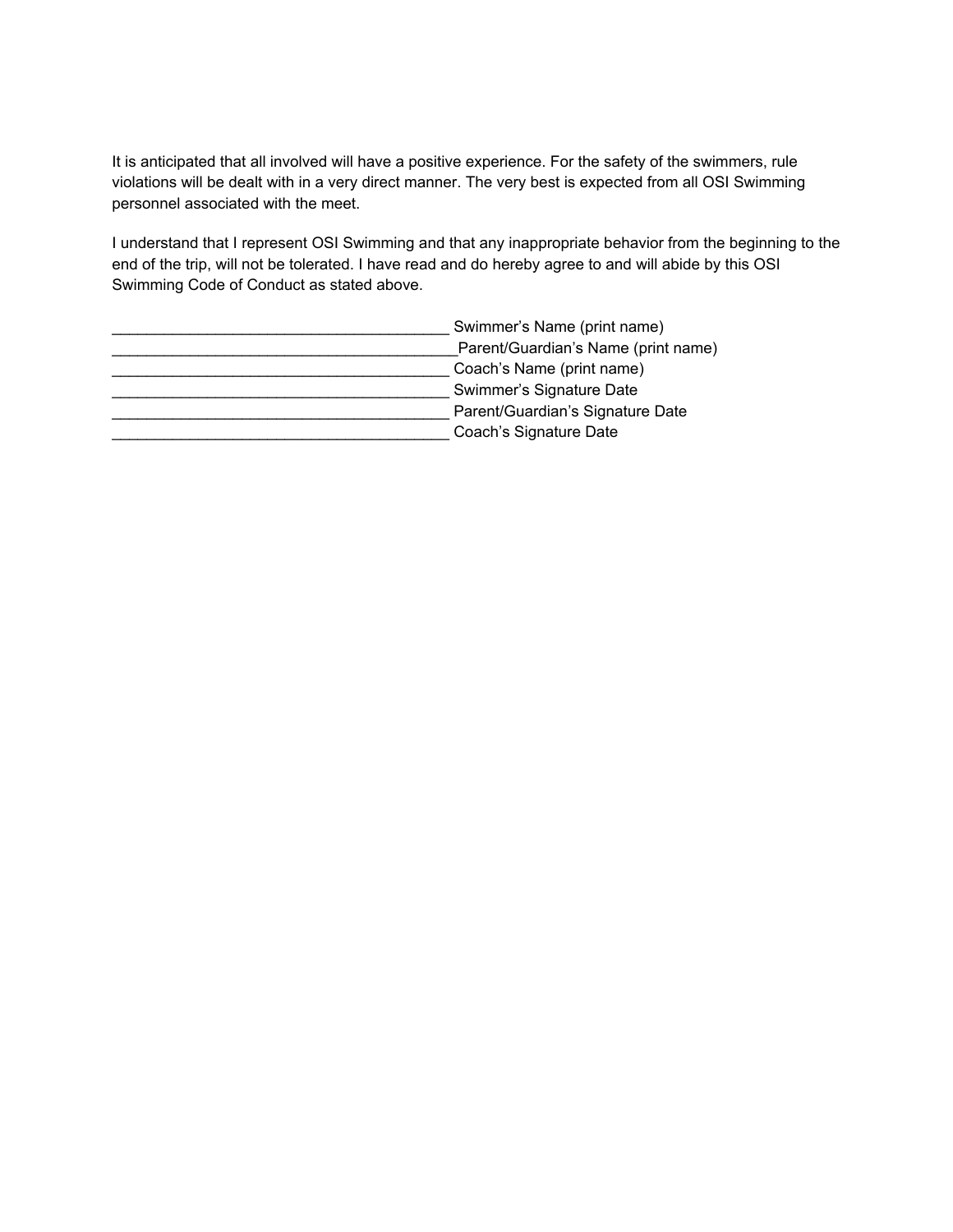It is anticipated that all involved will have a positive experience. For the safety of the swimmers, rule violations will be dealt with in a very direct manner. The very best is expected from all OSI Swimming personnel associated with the meet.

I understand that I represent OSI Swimming and that any inappropriate behavior from the beginning to the end of the trip, will not be tolerated. I have read and do hereby agree to and will abide by this OSI Swimming Code of Conduct as stated above.

________________________________________ Swimmer's Name (print name)

________________________________________ Parent/Guardian's Name (print name)

________________________________________ Coach's Name (print name)

________________________________________ Swimmer's Signature Date

________________________________________ Parent/Guardian's Signature Date

________________________________________ Coach's Signature Date